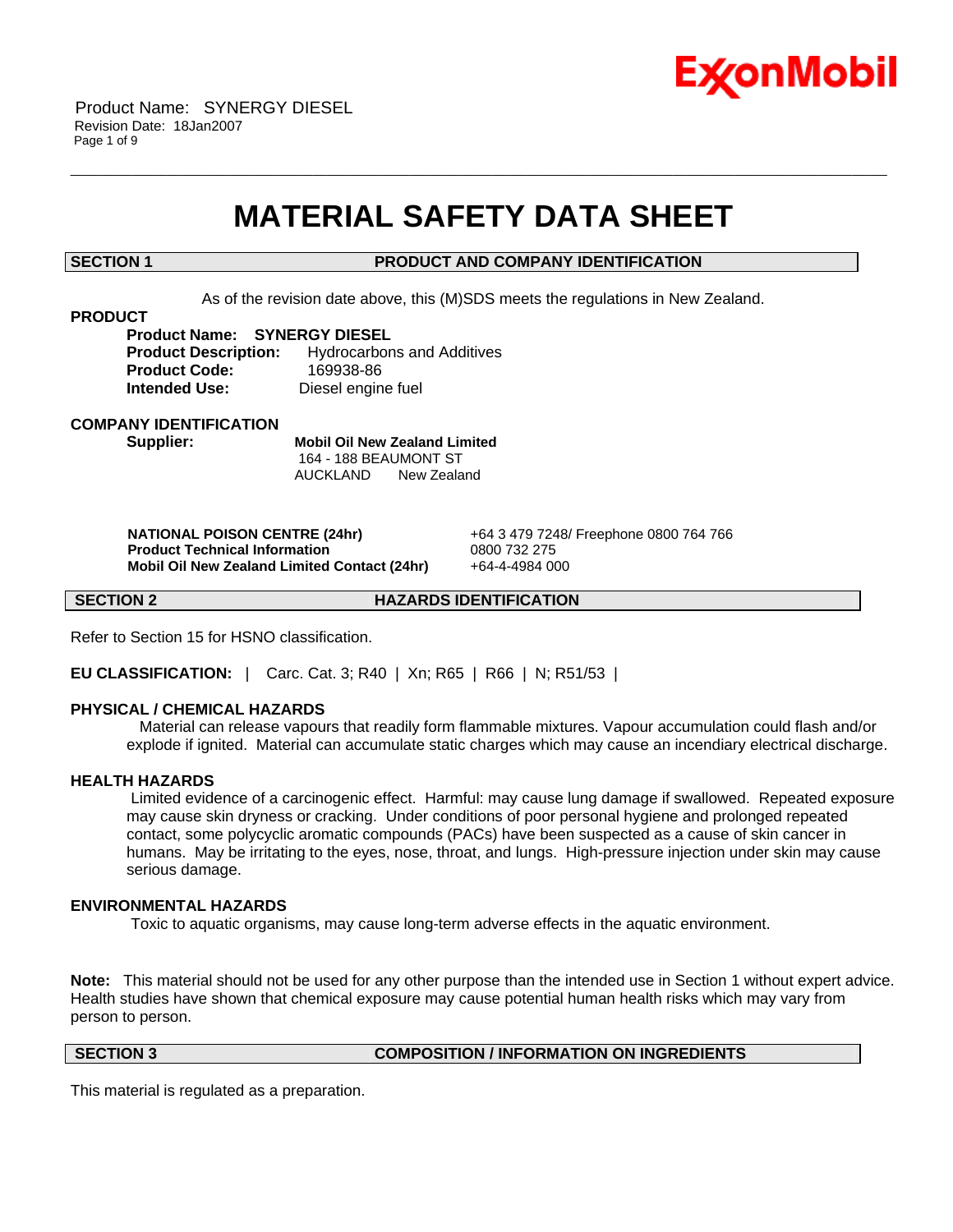Product Name: SYNERGY DIESEL
Revision Date: 18Jan2007

# MATERIAL SAFETY DATA SHEET

## SECTION 1 PRODUCT AND COMPANY IDENTIFICATION

As of the revision date above, this (M)SDS meets the regulations in New Zealand.

**PRODUCT**

**Product Name:** **SYNERGY DIESEL**
**Product Description:** Hydrocarbons and Additives
**Product Code:** 169938-86
**Intended Use:** Diesel engine fuel

**COMPANY IDENTIFICATION**

**Supplier:** **Mobil Oil New Zealand Limited**
164 - 188 BEAUMONT ST
AUCKLAND New Zealand

| | |
|---|---|
| **NATIONAL POISON CENTRE (24hr)** | +64 3 479 7248/ Freephone 0800 764 766 |
| **Product Technical Information** | 0800 732 275 |
| **Mobil Oil New Zealand Limited Contact (24hr)** | +64-4-4984 000 |

## SECTION 2 HAZARDS IDENTIFICATION

Refer to Section 15 for HSNO classification.

**EU CLASSIFICATION:** | Carc. Cat. 3; R40 | Xn; R65 | R66 | N; R51/53 |

**PHYSICAL / CHEMICAL HAZARDS**

Material can release vapours that readily form flammable mixtures. Vapour accumulation could flash and/or explode if ignited. Material can accumulate static charges which may cause an incendiary electrical discharge.

**HEALTH HAZARDS**

Limited evidence of a carcinogenic effect. Harmful: may cause lung damage if swallowed. Repeated exposure may cause skin dryness or cracking. Under conditions of poor personal hygiene and prolonged repeated contact, some polycyclic aromatic compounds (PACs) have been suspected as a cause of skin cancer in humans. May be irritating to the eyes, nose, throat, and lungs. High-pressure injection under skin may cause serious damage.

**ENVIRONMENTAL HAZARDS**

Toxic to aquatic organisms, may cause long-term adverse effects in the aquatic environment.

**Note:** This material should not be used for any other purpose than the intended use in Section 1 without expert advice. Health studies have shown that chemical exposure may cause potential human health risks which may vary from person to person.

## SECTION 3 COMPOSITION / INFORMATION ON INGREDIENTS

This material is regulated as a preparation.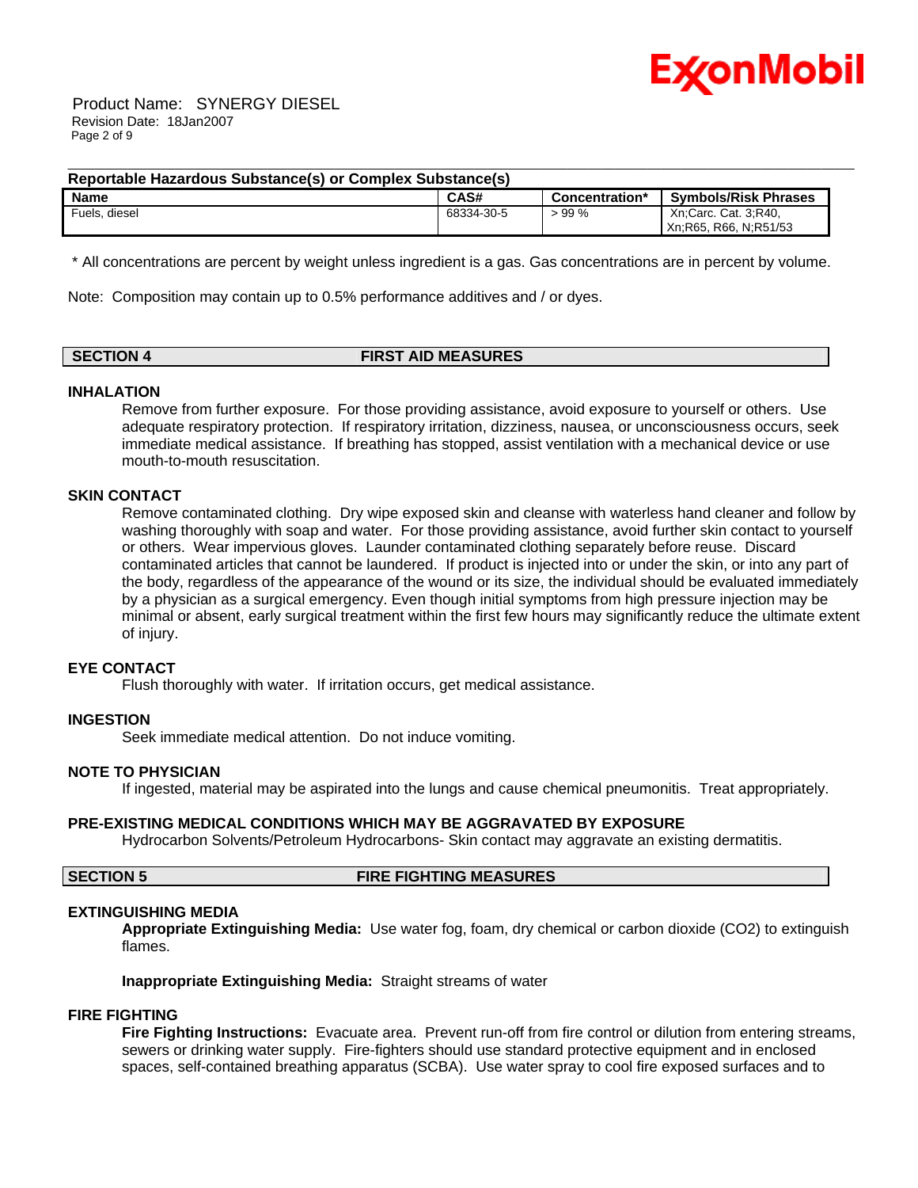### Reportable Hazardous Substance(s) or Complex Substance(s)

| Name | CAS# | Concentration* | Symbols/Risk Phrases |
|---|---|---|---|
| Fuels, diesel | 68334-30-5 | > 99 % | Xn;Carc. Cat. 3;R40, Xn;R65, R66, N;R51/53 |

* All concentrations are percent by weight unless ingredient is a gas. Gas concentrations are in percent by volume.

Note: Composition may contain up to 0.5% performance additives and / or dyes.

## SECTION 4 FIRST AID MEASURES

### INHALATION

Remove from further exposure. For those providing assistance, avoid exposure to yourself or others. Use adequate respiratory protection. If respiratory irritation, dizziness, nausea, or unconsciousness occurs, seek immediate medical assistance. If breathing has stopped, assist ventilation with a mechanical device or use mouth-to-mouth resuscitation.

### SKIN CONTACT

Remove contaminated clothing. Dry wipe exposed skin and cleanse with waterless hand cleaner and follow by washing thoroughly with soap and water. For those providing assistance, avoid further skin contact to yourself or others. Wear impervious gloves. Launder contaminated clothing separately before reuse. Discard contaminated articles that cannot be laundered. If product is injected into or under the skin, or into any part of the body, regardless of the appearance of the wound or its size, the individual should be evaluated immediately by a physician as a surgical emergency. Even though initial symptoms from high pressure injection may be minimal or absent, early surgical treatment within the first few hours may significantly reduce the ultimate extent of injury.

### EYE CONTACT

Flush thoroughly with water. If irritation occurs, get medical assistance.

### INGESTION

Seek immediate medical attention. Do not induce vomiting.

### NOTE TO PHYSICIAN

If ingested, material may be aspirated into the lungs and cause chemical pneumonitis. Treat appropriately.

### PRE-EXISTING MEDICAL CONDITIONS WHICH MAY BE AGGRAVATED BY EXPOSURE

Hydrocarbon Solvents/Petroleum Hydrocarbons- Skin contact may aggravate an existing dermatitis.

## SECTION 5 FIRE FIGHTING MEASURES

### EXTINGUISHING MEDIA

**Appropriate Extinguishing Media:** Use water fog, foam, dry chemical or carbon dioxide (CO2) to extinguish flames.

**Inappropriate Extinguishing Media:** Straight streams of water

### FIRE FIGHTING

**Fire Fighting Instructions:** Evacuate area. Prevent run-off from fire control or dilution from entering streams, sewers or drinking water supply. Fire-fighters should use standard protective equipment and in enclosed spaces, self-contained breathing apparatus (SCBA). Use water spray to cool fire exposed surfaces and to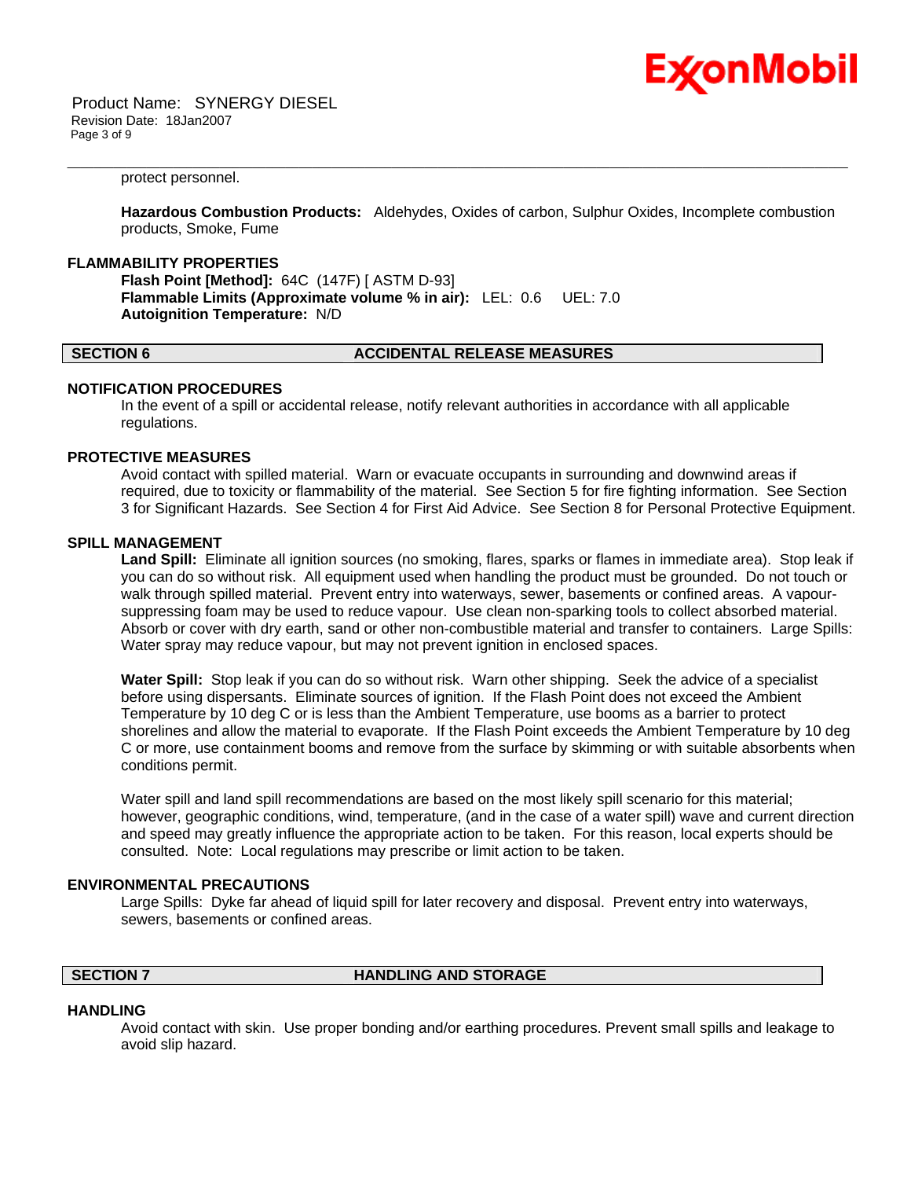protect personnel.

**Hazardous Combustion Products:** Aldehydes, Oxides of carbon, Sulphur Oxides, Incomplete combustion products, Smoke, Fume

### FLAMMABILITY PROPERTIES

**Flash Point [Method]:** 64C (147F) [ ASTM D-93]
**Flammable Limits (Approximate volume % in air):** LEL: 0.6 UEL: 7.0
**Autoignition Temperature:** N/D

## SECTION 6 ACCIDENTAL RELEASE MEASURES

### NOTIFICATION PROCEDURES

In the event of a spill or accidental release, notify relevant authorities in accordance with all applicable regulations.

### PROTECTIVE MEASURES

Avoid contact with spilled material. Warn or evacuate occupants in surrounding and downwind areas if required, due to toxicity or flammability of the material. See Section 5 for fire fighting information. See Section 3 for Significant Hazards. See Section 4 for First Aid Advice. See Section 8 for Personal Protective Equipment.

### SPILL MANAGEMENT

**Land Spill:** Eliminate all ignition sources (no smoking, flares, sparks or flames in immediate area). Stop leak if you can do so without risk. All equipment used when handling the product must be grounded. Do not touch or walk through spilled material. Prevent entry into waterways, sewer, basements or confined areas. A vapour-suppressing foam may be used to reduce vapour. Use clean non-sparking tools to collect absorbed material. Absorb or cover with dry earth, sand or other non-combustible material and transfer to containers. Large Spills: Water spray may reduce vapour, but may not prevent ignition in enclosed spaces.

**Water Spill:** Stop leak if you can do so without risk. Warn other shipping. Seek the advice of a specialist before using dispersants. Eliminate sources of ignition. If the Flash Point does not exceed the Ambient Temperature by 10 deg C or is less than the Ambient Temperature, use booms as a barrier to protect shorelines and allow the material to evaporate. If the Flash Point exceeds the Ambient Temperature by 10 deg C or more, use containment booms and remove from the surface by skimming or with suitable absorbents when conditions permit.

Water spill and land spill recommendations are based on the most likely spill scenario for this material; however, geographic conditions, wind, temperature, (and in the case of a water spill) wave and current direction and speed may greatly influence the appropriate action to be taken. For this reason, local experts should be consulted. Note: Local regulations may prescribe or limit action to be taken.

### ENVIRONMENTAL PRECAUTIONS

Large Spills: Dyke far ahead of liquid spill for later recovery and disposal. Prevent entry into waterways, sewers, basements or confined areas.

## SECTION 7 HANDLING AND STORAGE

### HANDLING

Avoid contact with skin. Use proper bonding and/or earthing procedures. Prevent small spills and leakage to avoid slip hazard.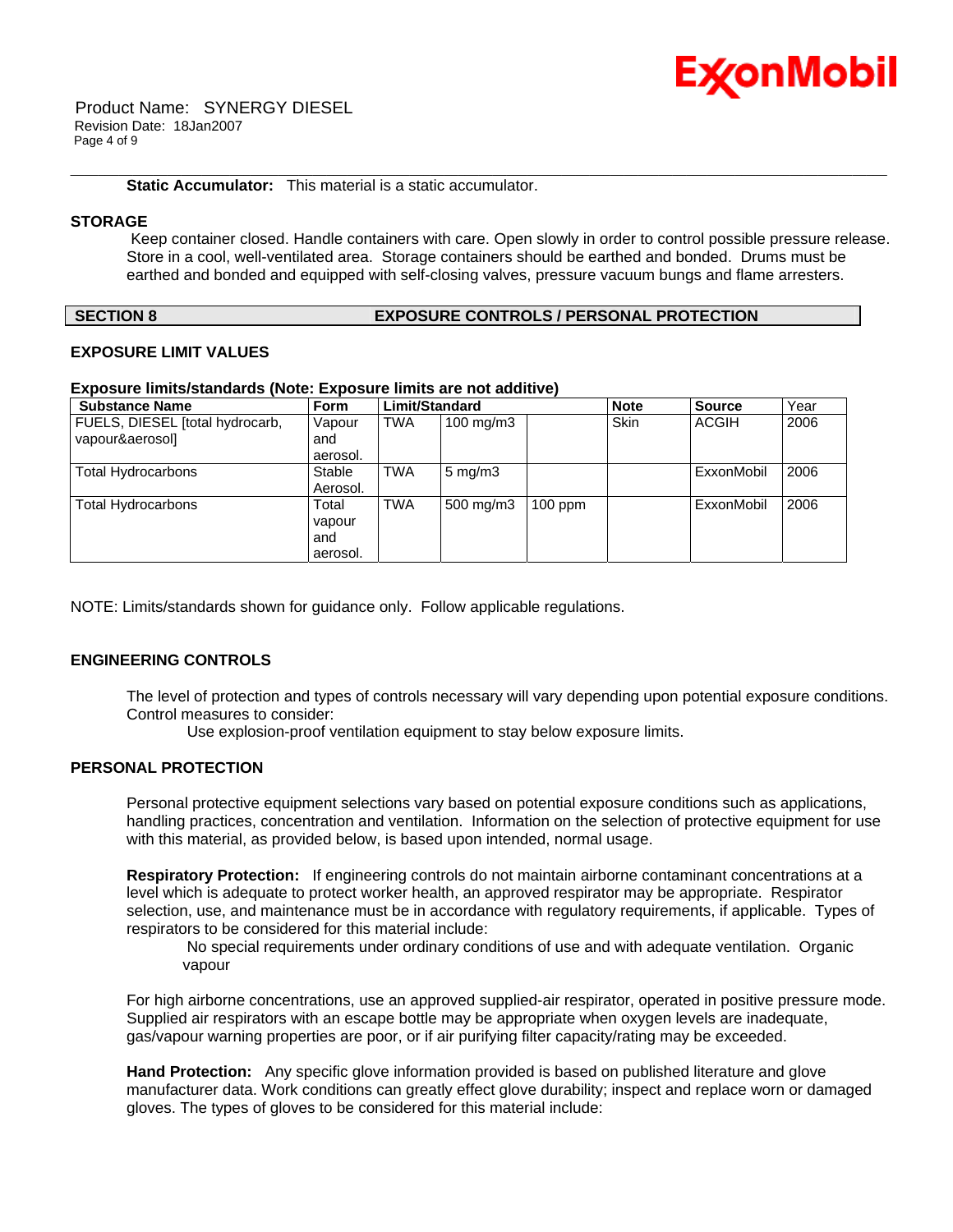**Static Accumulator:** This material is a static accumulator.

### STORAGE

Keep container closed. Handle containers with care. Open slowly in order to control possible pressure release. Store in a cool, well-ventilated area. Storage containers should be earthed and bonded. Drums must be earthed and bonded and equipped with self-closing valves, pressure vacuum bungs and flame arresters.

## SECTION 8 EXPOSURE CONTROLS / PERSONAL PROTECTION

### EXPOSURE LIMIT VALUES

**Exposure limits/standards (Note: Exposure limits are not additive)**

| Substance Name | Form | Limit/Standard | | | Note | Source | Year |
|---|---|---|---|---|---|---|---|
| FUELS, DIESEL [total hydrocarb, vapour&aerosol] | Vapour and aerosol. | TWA | 100 mg/m3 | | Skin | ACGIH | 2006 |
| Total Hydrocarbons | Stable Aerosol. | TWA | 5 mg/m3 | | | ExxonMobil | 2006 |
| Total Hydrocarbons | Total vapour and aerosol. | TWA | 500 mg/m3 | 100 ppm | | ExxonMobil | 2006 |

NOTE: Limits/standards shown for guidance only. Follow applicable regulations.

### ENGINEERING CONTROLS

The level of protection and types of controls necessary will vary depending upon potential exposure conditions. Control measures to consider:

Use explosion-proof ventilation equipment to stay below exposure limits.

### PERSONAL PROTECTION

Personal protective equipment selections vary based on potential exposure conditions such as applications, handling practices, concentration and ventilation. Information on the selection of protective equipment for use with this material, as provided below, is based upon intended, normal usage.

**Respiratory Protection:** If engineering controls do not maintain airborne contaminant concentrations at a level which is adequate to protect worker health, an approved respirator may be appropriate. Respirator selection, use, and maintenance must be in accordance with regulatory requirements, if applicable. Types of respirators to be considered for this material include:

No special requirements under ordinary conditions of use and with adequate ventilation. Organic vapour

For high airborne concentrations, use an approved supplied-air respirator, operated in positive pressure mode. Supplied air respirators with an escape bottle may be appropriate when oxygen levels are inadequate, gas/vapour warning properties are poor, or if air purifying filter capacity/rating may be exceeded.

**Hand Protection:** Any specific glove information provided is based on published literature and glove manufacturer data. Work conditions can greatly effect glove durability; inspect and replace worn or damaged gloves. The types of gloves to be considered for this material include: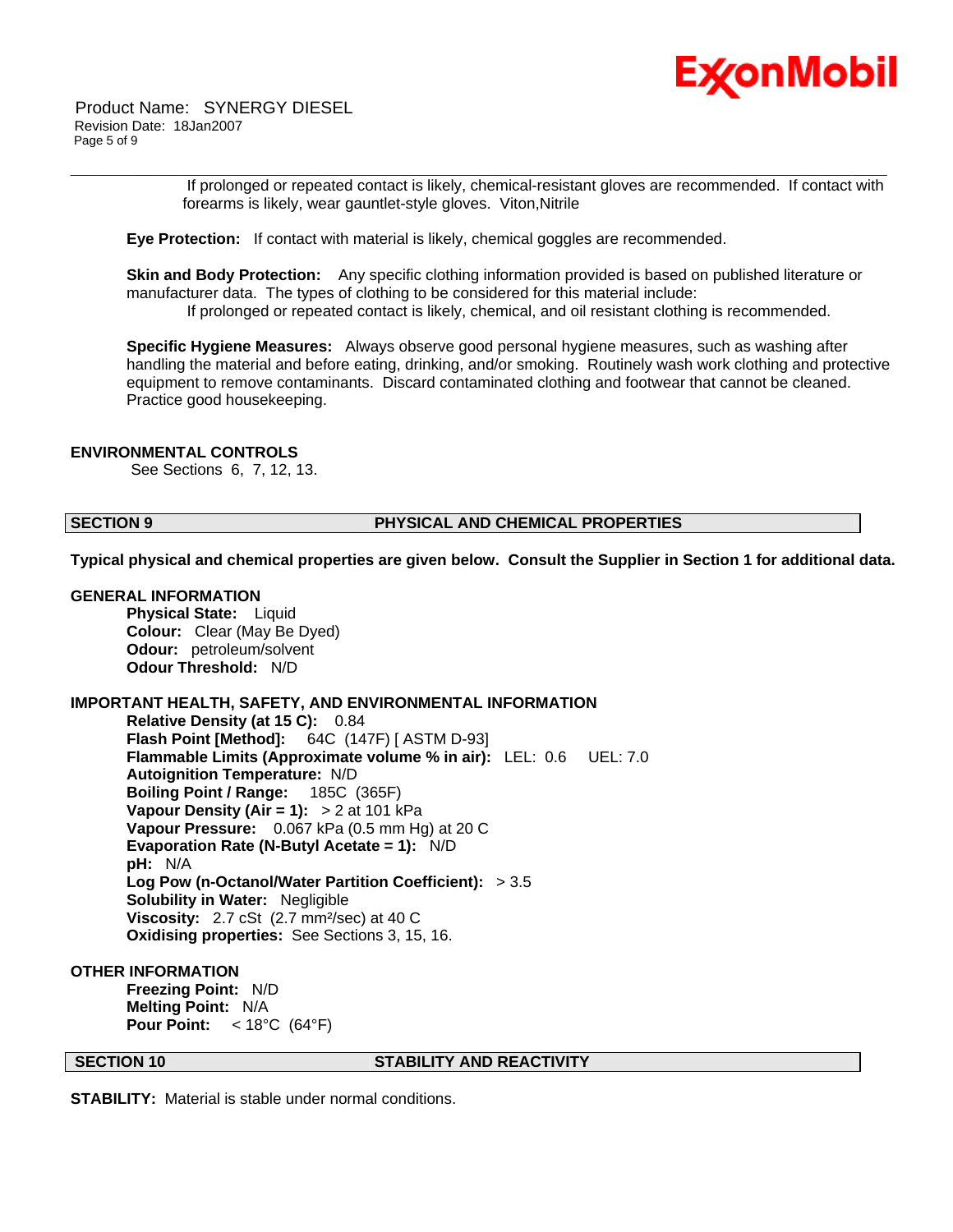If prolonged or repeated contact is likely, chemical-resistant gloves are recommended. If contact with forearms is likely, wear gauntlet-style gloves. Viton,Nitrile

**Eye Protection:** If contact with material is likely, chemical goggles are recommended.

**Skin and Body Protection:** Any specific clothing information provided is based on published literature or manufacturer data. The types of clothing to be considered for this material include:
If prolonged or repeated contact is likely, chemical, and oil resistant clothing is recommended.

**Specific Hygiene Measures:** Always observe good personal hygiene measures, such as washing after handling the material and before eating, drinking, and/or smoking. Routinely wash work clothing and protective equipment to remove contaminants. Discard contaminated clothing and footwear that cannot be cleaned. Practice good housekeeping.

**ENVIRONMENTAL CONTROLS**

See Sections 6, 7, 12, 13.

## SECTION 9 PHYSICAL AND CHEMICAL PROPERTIES

**Typical physical and chemical properties are given below. Consult the Supplier in Section 1 for additional data.**

**GENERAL INFORMATION**

**Physical State:** Liquid
**Colour:** Clear (May Be Dyed)
**Odour:** petroleum/solvent
**Odour Threshold:** N/D

**IMPORTANT HEALTH, SAFETY, AND ENVIRONMENTAL INFORMATION**

**Relative Density (at 15 C):** 0.84
**Flash Point [Method]:** 64C (147F) [ ASTM D-93]
**Flammable Limits (Approximate volume % in air):** LEL: 0.6 UEL: 7.0
**Autoignition Temperature:** N/D
**Boiling Point / Range:** 185C (365F)
**Vapour Density (Air = 1):** > 2 at 101 kPa
**Vapour Pressure:** 0.067 kPa (0.5 mm Hg) at 20 C
**Evaporation Rate (N-Butyl Acetate = 1):** N/D
**pH:** N/A
**Log Pow (n-Octanol/Water Partition Coefficient):** > 3.5
**Solubility in Water:** Negligible
**Viscosity:** 2.7 cSt (2.7 mm²/sec) at 40 C
**Oxidising properties:** See Sections 3, 15, 16.

**OTHER INFORMATION**

**Freezing Point:** N/D
**Melting Point:** N/A
**Pour Point:** < 18°C (64°F)

## SECTION 10 STABILITY AND REACTIVITY

**STABILITY:** Material is stable under normal conditions.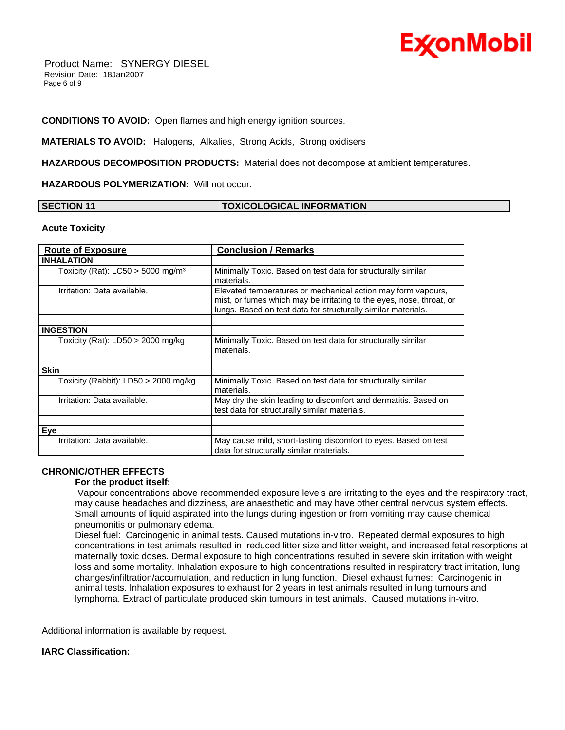**CONDITIONS TO AVOID:** Open flames and high energy ignition sources.

**MATERIALS TO AVOID:** Halogens, Alkalies, Strong Acids, Strong oxidisers

**HAZARDOUS DECOMPOSITION PRODUCTS:** Material does not decompose at ambient temperatures.

**HAZARDOUS POLYMERIZATION:** Will not occur.

## SECTION 11 TOXICOLOGICAL INFORMATION

### Acute Toxicity

| Route of Exposure | Conclusion / Remarks |
|---|---|
| **INHALATION** | |
| Toxicity (Rat): LC50 > 5000 mg/m³ | Minimally Toxic. Based on test data for structurally similar materials. |
| Irritation: Data available. | Elevated temperatures or mechanical action may form vapours, mist, or fumes which may be irritating to the eyes, nose, throat, or lungs. Based on test data for structurally similar materials. |
| | |
| **INGESTION** | |
| Toxicity (Rat): LD50 > 2000 mg/kg | Minimally Toxic. Based on test data for structurally similar materials. |
| | |
| **Skin** | |
| Toxicity (Rabbit): LD50 > 2000 mg/kg | Minimally Toxic. Based on test data for structurally similar materials. |
| Irritation: Data available. | May dry the skin leading to discomfort and dermatitis. Based on test data for structurally similar materials. |
| | |
| **Eye** | |
| Irritation: Data available. | May cause mild, short-lasting discomfort to eyes. Based on test data for structurally similar materials. |

**CHRONIC/OTHER EFFECTS**

**For the product itself:**

Vapour concentrations above recommended exposure levels are irritating to the eyes and the respiratory tract, may cause headaches and dizziness, are anaesthetic and may have other central nervous system effects. Small amounts of liquid aspirated into the lungs during ingestion or from vomiting may cause chemical pneumonitis or pulmonary edema.

Diesel fuel: Carcinogenic in animal tests. Caused mutations in-vitro. Repeated dermal exposures to high concentrations in test animals resulted in reduced litter size and litter weight, and increased fetal resorptions at maternally toxic doses. Dermal exposure to high concentrations resulted in severe skin irritation with weight loss and some mortality. Inhalation exposure to high concentrations resulted in respiratory tract irritation, lung changes/infiltration/accumulation, and reduction in lung function. Diesel exhaust fumes: Carcinogenic in animal tests. Inhalation exposures to exhaust for 2 years in test animals resulted in lung tumours and lymphoma. Extract of particulate produced skin tumours in test animals. Caused mutations in-vitro.

Additional information is available by request.

**IARC Classification:**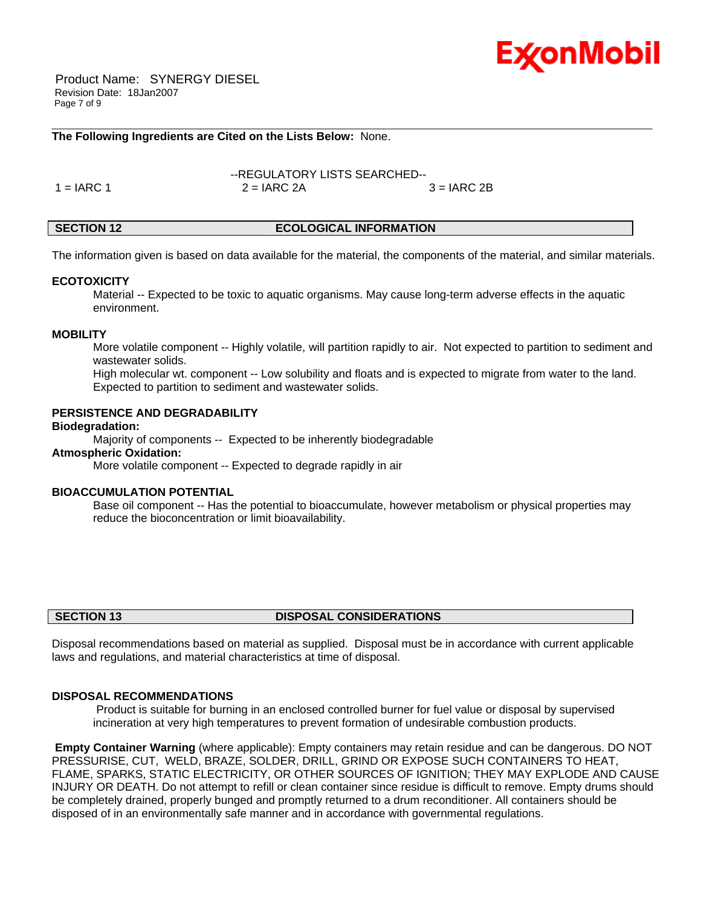**The Following Ingredients are Cited on the Lists Below:** None.

--REGULATORY LISTS SEARCHED--

| 1 = IARC 1 | 2 = IARC 2A | 3 = IARC 2B |
|---|---|---|

## SECTION 12 ECOLOGICAL INFORMATION

The information given is based on data available for the material, the components of the material, and similar materials.

### ECOTOXICITY

Material -- Expected to be toxic to aquatic organisms. May cause long-term adverse effects in the aquatic environment.

### MOBILITY

More volatile component -- Highly volatile, will partition rapidly to air. Not expected to partition to sediment and wastewater solids.

High molecular wt. component -- Low solubility and floats and is expected to migrate from water to the land. Expected to partition to sediment and wastewater solids.

### PERSISTENCE AND DEGRADABILITY

**Biodegradation:**

Majority of components -- Expected to be inherently biodegradable

**Atmospheric Oxidation:**

More volatile component -- Expected to degrade rapidly in air

### BIOACCUMULATION POTENTIAL

Base oil component -- Has the potential to bioaccumulate, however metabolism or physical properties may reduce the bioconcentration or limit bioavailability.

## SECTION 13 DISPOSAL CONSIDERATIONS

Disposal recommendations based on material as supplied. Disposal must be in accordance with current applicable laws and regulations, and material characteristics at time of disposal.

### DISPOSAL RECOMMENDATIONS

Product is suitable for burning in an enclosed controlled burner for fuel value or disposal by supervised incineration at very high temperatures to prevent formation of undesirable combustion products.

**Empty Container Warning** (where applicable): Empty containers may retain residue and can be dangerous. DO NOT PRESSURISE, CUT, WELD, BRAZE, SOLDER, DRILL, GRIND OR EXPOSE SUCH CONTAINERS TO HEAT, FLAME, SPARKS, STATIC ELECTRICITY, OR OTHER SOURCES OF IGNITION; THEY MAY EXPLODE AND CAUSE INJURY OR DEATH. Do not attempt to refill or clean container since residue is difficult to remove. Empty drums should be completely drained, properly bunged and promptly returned to a drum reconditioner. All containers should be disposed of in an environmentally safe manner and in accordance with governmental regulations.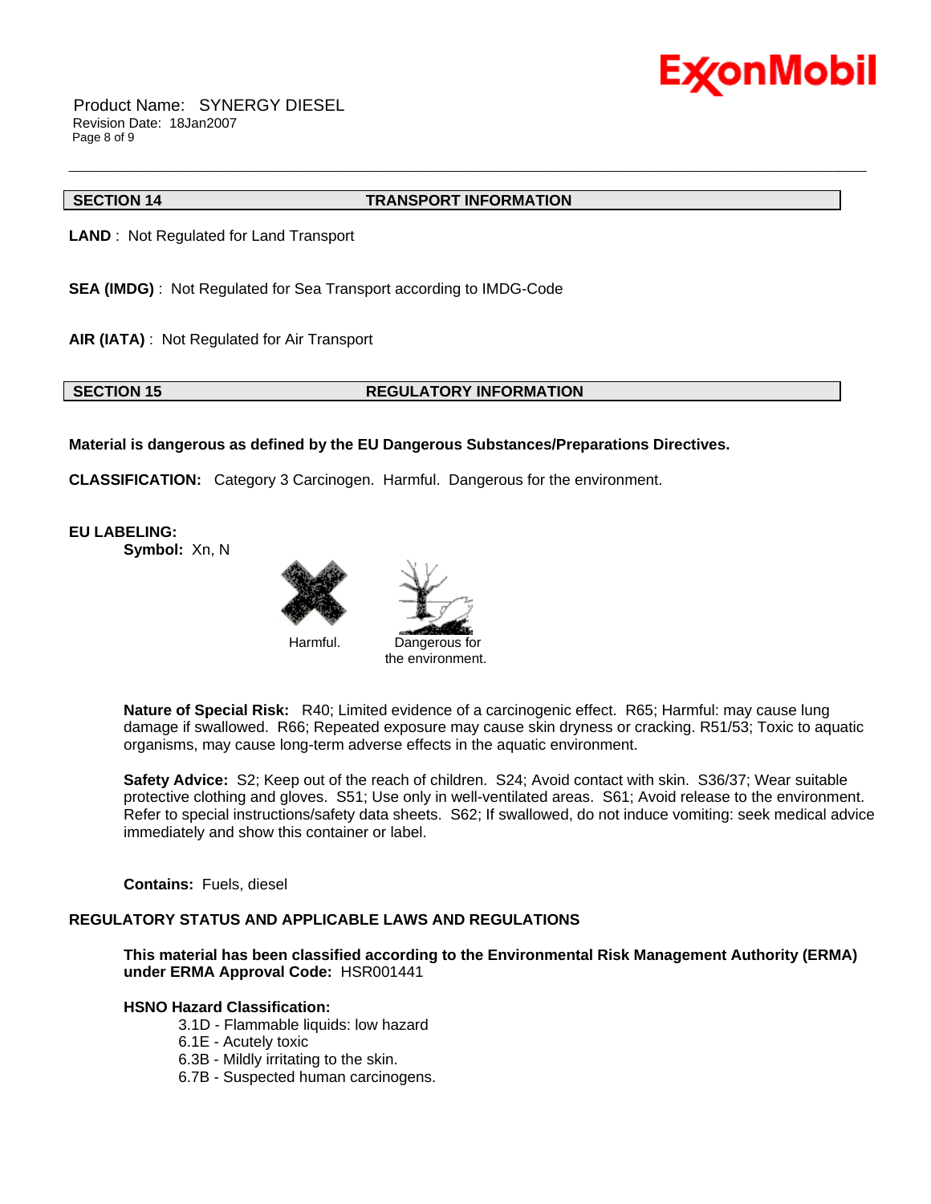## SECTION 14 TRANSPORT INFORMATION

**LAND** : Not Regulated for Land Transport

**SEA (IMDG)** : Not Regulated for Sea Transport according to IMDG-Code

**AIR (IATA)** : Not Regulated for Air Transport

## SECTION 15 REGULATORY INFORMATION

**Material is dangerous as defined by the EU Dangerous Substances/Preparations Directives.**

**CLASSIFICATION:** Category 3 Carcinogen. Harmful. Dangerous for the environment.

**EU LABELING:**

**Symbol:** Xn, N

Harmful. Dangerous for the environment.

**Nature of Special Risk:** R40; Limited evidence of a carcinogenic effect. R65; Harmful: may cause lung damage if swallowed. R66; Repeated exposure may cause skin dryness or cracking. R51/53; Toxic to aquatic organisms, may cause long-term adverse effects in the aquatic environment.

**Safety Advice:** S2; Keep out of the reach of children. S24; Avoid contact with skin. S36/37; Wear suitable protective clothing and gloves. S51; Use only in well-ventilated areas. S61; Avoid release to the environment. Refer to special instructions/safety data sheets. S62; If swallowed, do not induce vomiting: seek medical advice immediately and show this container or label.

**Contains:** Fuels, diesel

**REGULATORY STATUS AND APPLICABLE LAWS AND REGULATIONS**

**This material has been classified according to the Environmental Risk Management Authority (ERMA) under ERMA Approval Code:** HSR001441

**HSNO Hazard Classification:**

- 3.1D - Flammable liquids: low hazard
- 6.1E - Acutely toxic
- 6.3B - Mildly irritating to the skin.
- 6.7B - Suspected human carcinogens.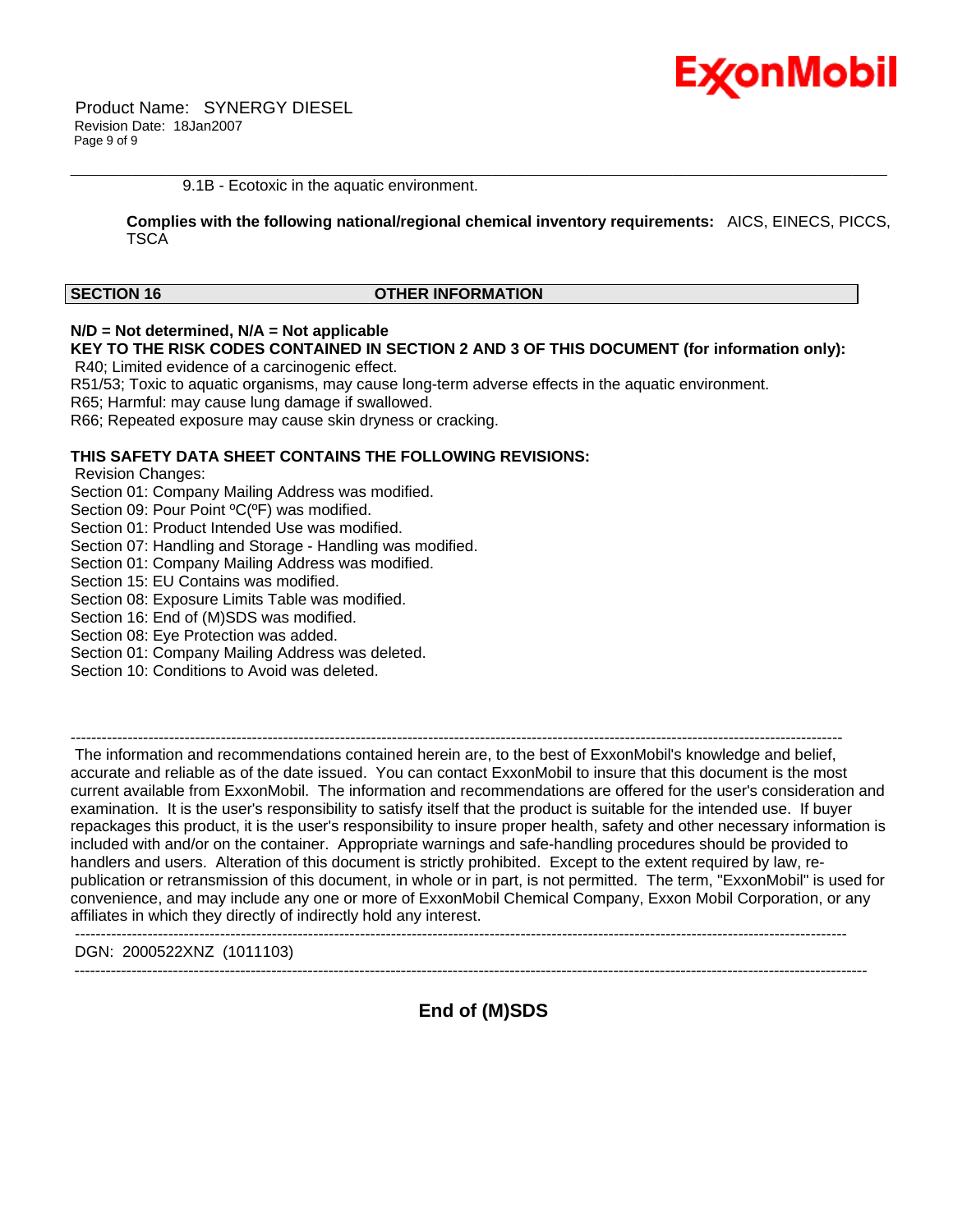9.1B - Ecotoxic in the aquatic environment.

**Complies with the following national/regional chemical inventory requirements:** AICS, EINECS, PICCS, TSCA

## SECTION 16 OTHER INFORMATION

**N/D = Not determined, N/A = Not applicable**

**KEY TO THE RISK CODES CONTAINED IN SECTION 2 AND 3 OF THIS DOCUMENT (for information only):**

R40; Limited evidence of a carcinogenic effect.
R51/53; Toxic to aquatic organisms, may cause long-term adverse effects in the aquatic environment.
R65; Harmful: may cause lung damage if swallowed.
R66; Repeated exposure may cause skin dryness or cracking.

**THIS SAFETY DATA SHEET CONTAINS THE FOLLOWING REVISIONS:**

Revision Changes:
Section 01: Company Mailing Address was modified.
Section 09: Pour Point ºC(ºF) was modified.
Section 01: Product Intended Use was modified.
Section 07: Handling and Storage - Handling was modified.
Section 01: Company Mailing Address was modified.
Section 15: EU Contains was modified.
Section 08: Exposure Limits Table was modified.
Section 16: End of (M)SDS was modified.
Section 08: Eye Protection was added.
Section 01: Company Mailing Address was deleted.
Section 10: Conditions to Avoid was deleted.

---

The information and recommendations contained herein are, to the best of ExxonMobil's knowledge and belief, accurate and reliable as of the date issued. You can contact ExxonMobil to insure that this document is the most current available from ExxonMobil. The information and recommendations are offered for the user's consideration and examination. It is the user's responsibility to satisfy itself that the product is suitable for the intended use. If buyer repackages this product, it is the user's responsibility to insure proper health, safety and other necessary information is included with and/or on the container. Appropriate warnings and safe-handling procedures should be provided to handlers and users. Alteration of this document is strictly prohibited. Except to the extent required by law, re-publication or retransmission of this document, in whole or in part, is not permitted. The term, "ExxonMobil" is used for convenience, and may include any one or more of ExxonMobil Chemical Company, Exxon Mobil Corporation, or any affiliates in which they directly of indirectly hold any interest.

---

DGN: 2000522XNZ (1011103)

---

**End of (M)SDS**